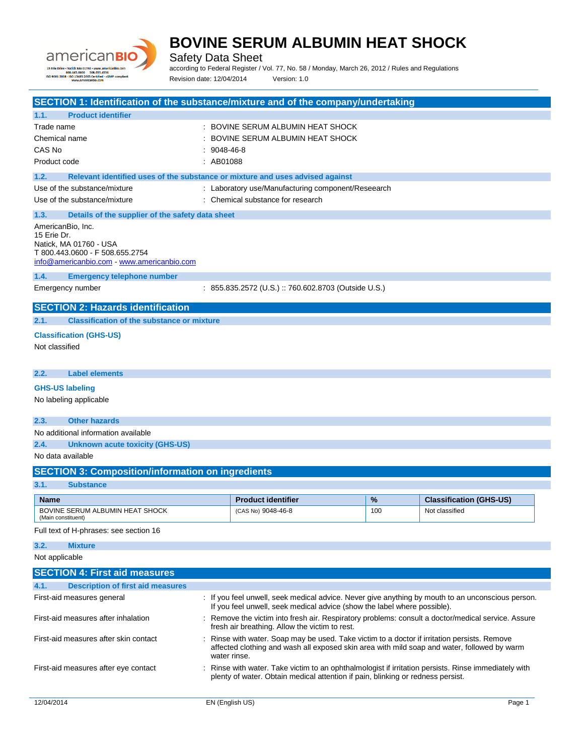# BOVINE SERUM ALBUMIN HEAT SHOCK

Safety Data Sheet

according to Federal Register / Vol. 77, No. 58 / Monday, March 26, 2012 / Rules and Regulations

Revision date: 12/04/2014 Version: 1.0

## SECTION 1: Identification of the substance/mixture and of the company/undertaking

### 1.1. Product identifier

Trade name : BOVINE SERUM ALBUMIN HEAT SHOCK

Chemical name : BOVINE SERUM ALBUMIN HEAT SHOCK

CAS No : 9048-46-8

Product code : AB01088

### 1.2. Relevant identified uses of the substance or mixture and uses advised against

Use of the substance/mixture : Laboratory use/Manufacturing component/Reseearch

Use of the substance/mixture : Chemical substance for research

### 1.3. Details of the supplier of the safety data sheet

AmericanBio, Inc.
15 Erie Dr.
Natick, MA 01760 - USA
T 800.443.0600 - F 508.655.2754
info@americanbio.com - www.americanbio.com

### 1.4. Emergency telephone number

Emergency number : 855.835.2572 (U.S.) :: 760.602.8703 (Outside U.S.)

## SECTION 2: Hazards identification

### 2.1. Classification of the substance or mixture

**Classification (GHS-US)**

Not classified

### 2.2. Label elements

**GHS-US labeling**

No labeling applicable

### 2.3. Other hazards

No additional information available

### 2.4. Unknown acute toxicity (GHS-US)

No data available

## SECTION 3: Composition/information on ingredients

### 3.1. Substance

| Name | Product identifier | % | Classification (GHS-US) |
|---|---|---|---|
| BOVINE SERUM ALBUMIN HEAT SHOCK (Main constituent) | (CAS No) 9048-46-8 | 100 | Not classified |

Full text of H-phrases: see section 16

### 3.2. Mixture

Not applicable

## SECTION 4: First aid measures

### 4.1. Description of first aid measures

First-aid measures general : If you feel unwell, seek medical advice. Never give anything by mouth to an unconscious person. If you feel unwell, seek medical advice (show the label where possible).

First-aid measures after inhalation : Remove the victim into fresh air. Respiratory problems: consult a doctor/medical service. Assure fresh air breathing. Allow the victim to rest.

First-aid measures after skin contact : Rinse with water. Soap may be used. Take victim to a doctor if irritation persists. Remove affected clothing and wash all exposed skin area with mild soap and water, followed by warm water rinse.

First-aid measures after eye contact : Rinse with water. Take victim to an ophthalmologist if irritation persists. Rinse immediately with plenty of water. Obtain medical attention if pain, blinking or redness persist.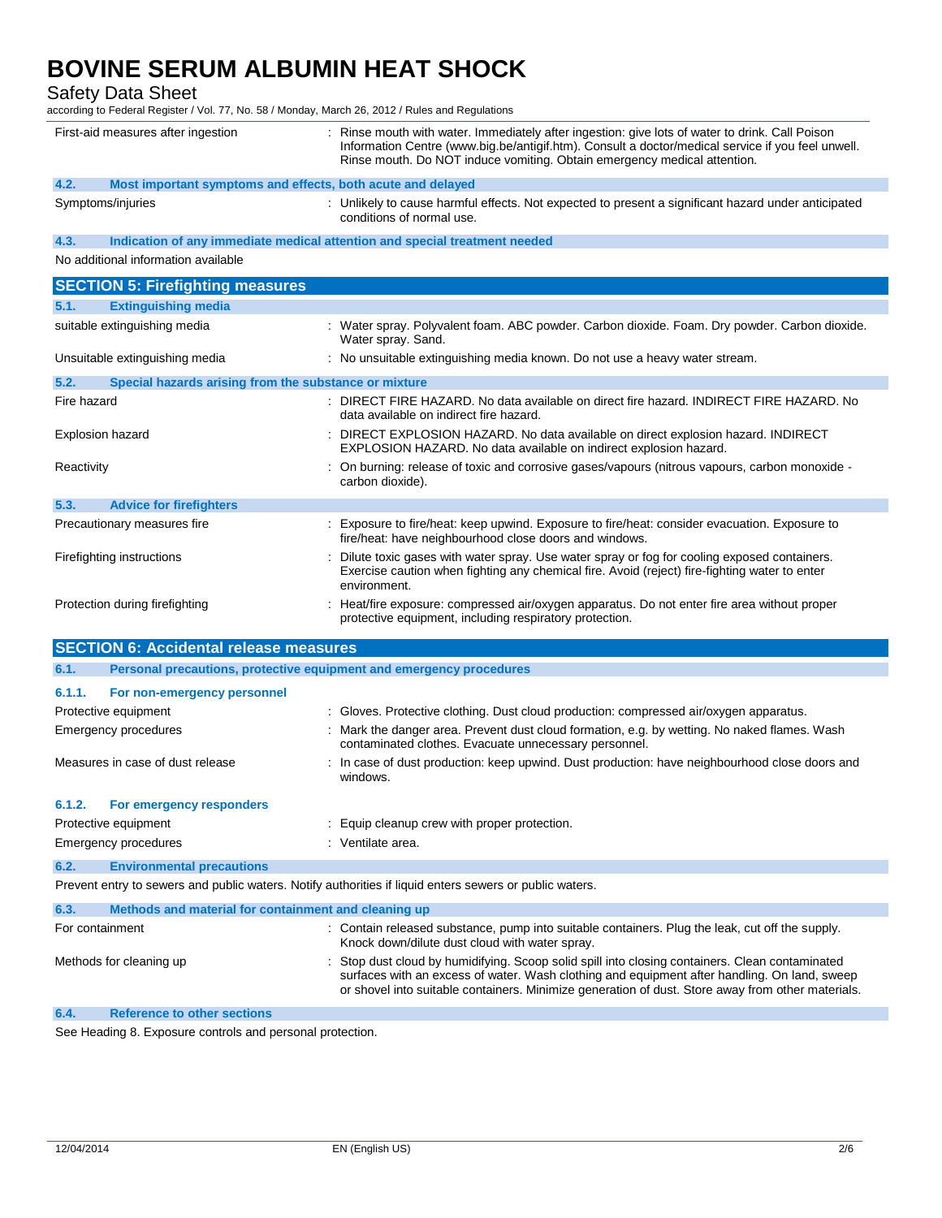| | |
|---|---|
| First-aid measures after ingestion | : Rinse mouth with water. Immediately after ingestion: give lots of water to drink. Call Poison Information Centre (www.big.be/antigif.htm). Consult a doctor/medical service if you feel unwell. Rinse mouth. Do NOT induce vomiting. Obtain emergency medical attention. |

### 4.2. Most important symptoms and effects, both acute and delayed

| | |
|---|---|
| Symptoms/injuries | : Unlikely to cause harmful effects. Not expected to present a significant hazard under anticipated conditions of normal use. |

### 4.3. Indication of any immediate medical attention and special treatment needed

No additional information available

## SECTION 5: Firefighting measures

### 5.1. Extinguishing media

| | |
|---|---|
| suitable extinguishing media | : Water spray. Polyvalent foam. ABC powder. Carbon dioxide. Foam. Dry powder. Carbon dioxide. Water spray. Sand. |
| Unsuitable extinguishing media | : No unsuitable extinguishing media known. Do not use a heavy water stream. |

### 5.2. Special hazards arising from the substance or mixture

| | |
|---|---|
| Fire hazard | : DIRECT FIRE HAZARD. No data available on direct fire hazard. INDIRECT FIRE HAZARD. No data available on indirect fire hazard. |
| Explosion hazard | : DIRECT EXPLOSION HAZARD. No data available on direct explosion hazard. INDIRECT EXPLOSION HAZARD. No data available on indirect explosion hazard. |
| Reactivity | : On burning: release of toxic and corrosive gases/vapours (nitrous vapours, carbon monoxide - carbon dioxide). |

### 5.3. Advice for firefighters

| | |
|---|---|
| Precautionary measures fire | : Exposure to fire/heat: keep upwind. Exposure to fire/heat: consider evacuation. Exposure to fire/heat: have neighbourhood close doors and windows. |
| Firefighting instructions | : Dilute toxic gases with water spray. Use water spray or fog for cooling exposed containers. Exercise caution when fighting any chemical fire. Avoid (reject) fire-fighting water to enter environment. |
| Protection during firefighting | : Heat/fire exposure: compressed air/oxygen apparatus. Do not enter fire area without proper protective equipment, including respiratory protection. |

## SECTION 6: Accidental release measures

### 6.1. Personal precautions, protective equipment and emergency procedures

#### 6.1.1. For non-emergency personnel

| | |
|---|---|
| Protective equipment | : Gloves. Protective clothing. Dust cloud production: compressed air/oxygen apparatus. |
| Emergency procedures | : Mark the danger area. Prevent dust cloud formation, e.g. by wetting. No naked flames. Wash contaminated clothes. Evacuate unnecessary personnel. |
| Measures in case of dust release | : In case of dust production: keep upwind. Dust production: have neighbourhood close doors and windows. |

#### 6.1.2. For emergency responders

| | |
|---|---|
| Protective equipment | : Equip cleanup crew with proper protection. |
| Emergency procedures | : Ventilate area. |

### 6.2. Environmental precautions

Prevent entry to sewers and public waters. Notify authorities if liquid enters sewers or public waters.

### 6.3. Methods and material for containment and cleaning up

| | |
|---|---|
| For containment | : Contain released substance, pump into suitable containers. Plug the leak, cut off the supply. Knock down/dilute dust cloud with water spray. |
| Methods for cleaning up | : Stop dust cloud by humidifying. Scoop solid spill into closing containers. Clean contaminated surfaces with an excess of water. Wash clothing and equipment after handling. On land, sweep or shovel into suitable containers. Minimize generation of dust. Store away from other materials. |

### 6.4. Reference to other sections

See Heading 8. Exposure controls and personal protection.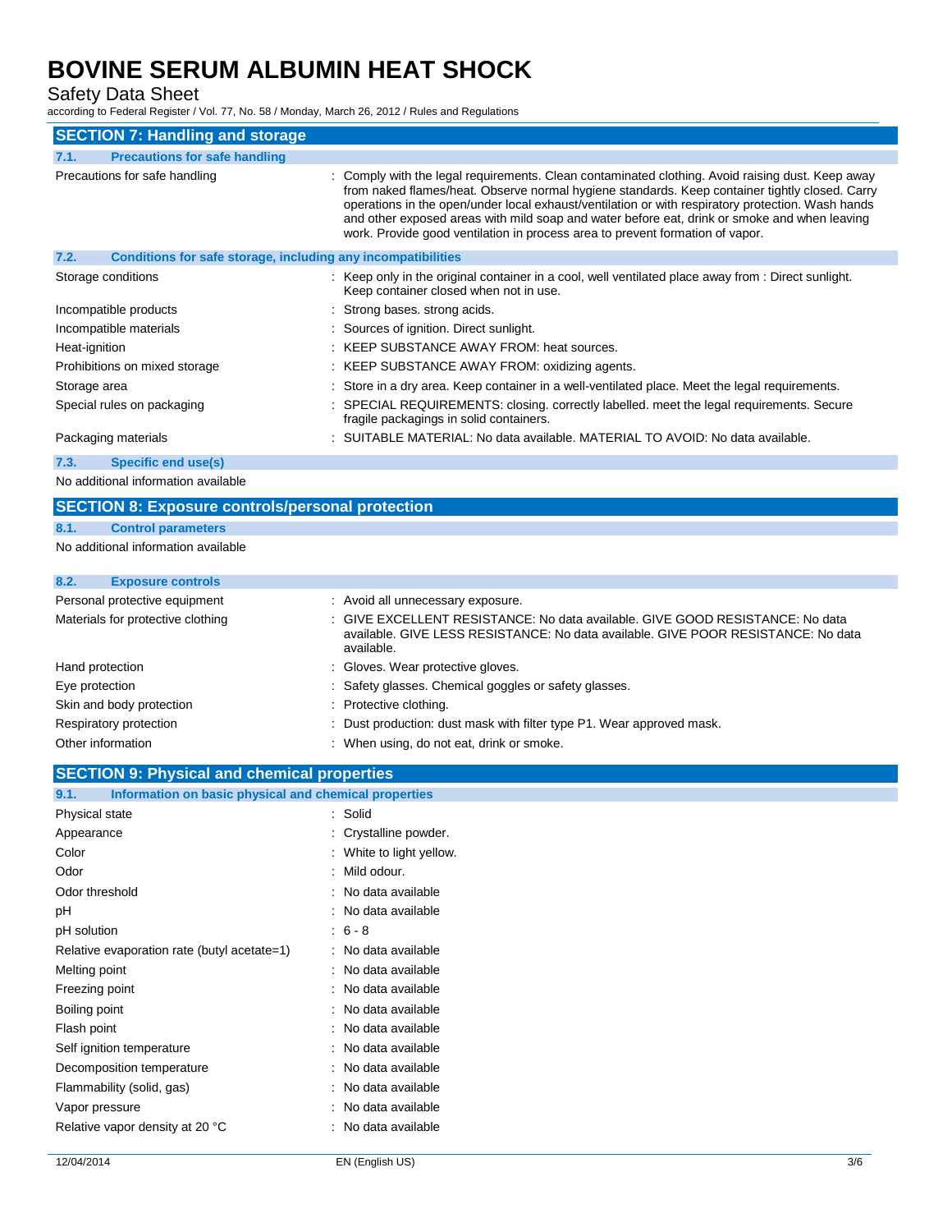## SECTION 7: Handling and storage

### 7.1. Precautions for safe handling

| | |
|---|---|
| Precautions for safe handling | : Comply with the legal requirements. Clean contaminated clothing. Avoid raising dust. Keep away from naked flames/heat. Observe normal hygiene standards. Keep container tightly closed. Carry operations in the open/under local exhaust/ventilation or with respiratory protection. Wash hands and other exposed areas with mild soap and water before eat, drink or smoke and when leaving work. Provide good ventilation in process area to prevent formation of vapor. |

### 7.2. Conditions for safe storage, including any incompatibilities

| | |
|---|---|
| Storage conditions | : Keep only in the original container in a cool, well ventilated place away from : Direct sunlight. Keep container closed when not in use. |
| Incompatible products | : Strong bases. strong acids. |
| Incompatible materials | : Sources of ignition. Direct sunlight. |
| Heat-ignition | : KEEP SUBSTANCE AWAY FROM: heat sources. |
| Prohibitions on mixed storage | : KEEP SUBSTANCE AWAY FROM: oxidizing agents. |
| Storage area | : Store in a dry area. Keep container in a well-ventilated place. Meet the legal requirements. |
| Special rules on packaging | : SPECIAL REQUIREMENTS: closing. correctly labelled. meet the legal requirements. Secure fragile packagings in solid containers. |
| Packaging materials | : SUITABLE MATERIAL: No data available. MATERIAL TO AVOID: No data available. |

### 7.3. Specific end use(s)

No additional information available

## SECTION 8: Exposure controls/personal protection

### 8.1. Control parameters

No additional information available

### 8.2. Exposure controls

| | |
|---|---|
| Personal protective equipment | : Avoid all unnecessary exposure. |
| Materials for protective clothing | : GIVE EXCELLENT RESISTANCE: No data available. GIVE GOOD RESISTANCE: No data available. GIVE LESS RESISTANCE: No data available. GIVE POOR RESISTANCE: No data available. |
| Hand protection | : Gloves. Wear protective gloves. |
| Eye protection | : Safety glasses. Chemical goggles or safety glasses. |
| Skin and body protection | : Protective clothing. |
| Respiratory protection | : Dust production: dust mask with filter type P1. Wear approved mask. |
| Other information | : When using, do not eat, drink or smoke. |

## SECTION 9: Physical and chemical properties

### 9.1. Information on basic physical and chemical properties

| | |
|---|---|
| Physical state | : Solid |
| Appearance | : Crystalline powder. |
| Color | : White to light yellow. |
| Odor | : Mild odour. |
| Odor threshold | : No data available |
| pH | : No data available |
| pH solution | : 6 - 8 |
| Relative evaporation rate (butyl acetate=1) | : No data available |
| Melting point | : No data available |
| Freezing point | : No data available |
| Boiling point | : No data available |
| Flash point | : No data available |
| Self ignition temperature | : No data available |
| Decomposition temperature | : No data available |
| Flammability (solid, gas) | : No data available |
| Vapor pressure | : No data available |
| Relative vapor density at 20 °C | : No data available |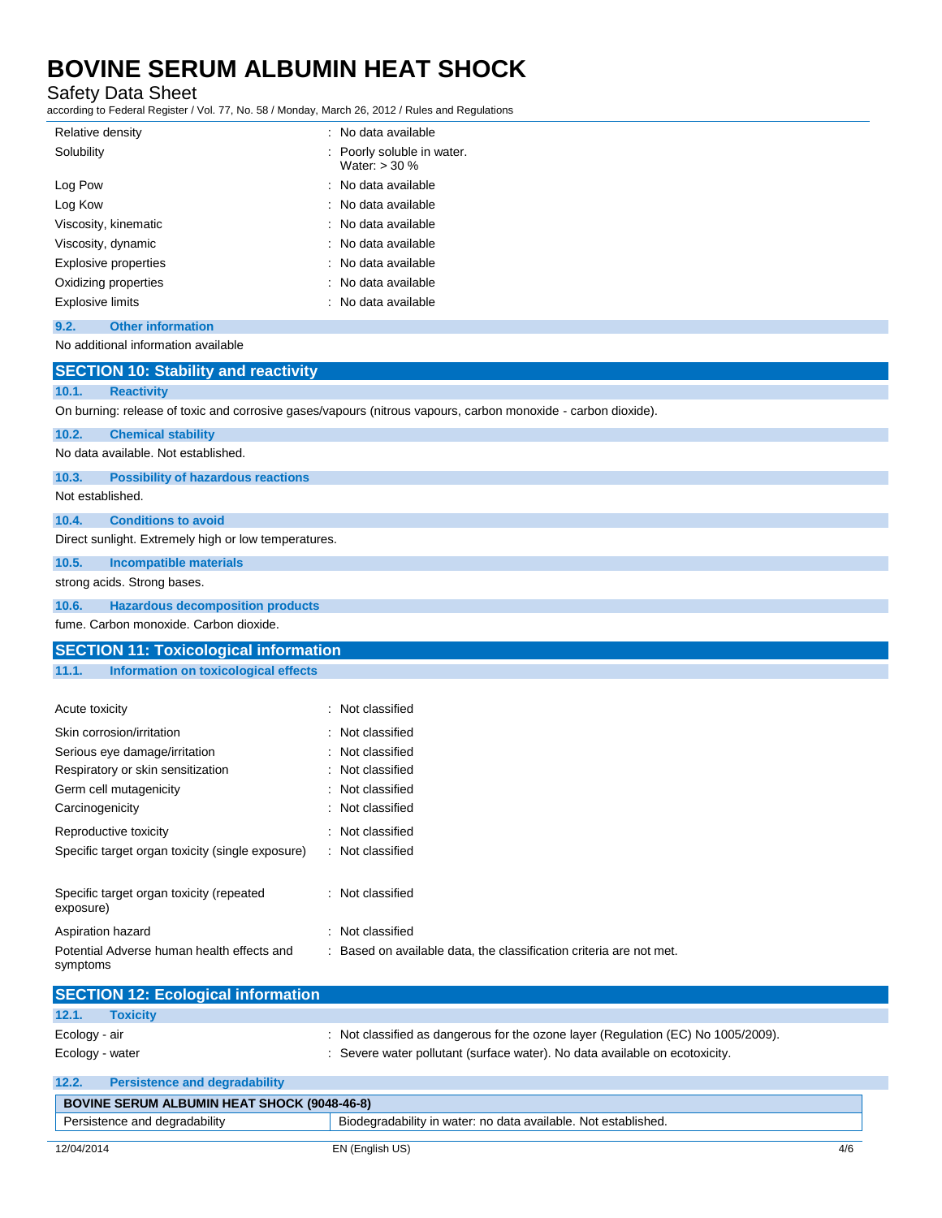| Property | Value |
|---|---|
| Relative density | : No data available |
| Solubility | : Poorly soluble in water. Water: > 30 % |
| Log Pow | : No data available |
| Log Kow | : No data available |
| Viscosity, kinematic | : No data available |
| Viscosity, dynamic | : No data available |
| Explosive properties | : No data available |
| Oxidizing properties | : No data available |
| Explosive limits | : No data available |

### 9.2. Other information

No additional information available

## SECTION 10: Stability and reactivity

### 10.1. Reactivity

On burning: release of toxic and corrosive gases/vapours (nitrous vapours, carbon monoxide - carbon dioxide).

### 10.2. Chemical stability

No data available. Not established.

### 10.3. Possibility of hazardous reactions

Not established.

### 10.4. Conditions to avoid

Direct sunlight. Extremely high or low temperatures.

### 10.5. Incompatible materials

strong acids. Strong bases.

### 10.6. Hazardous decomposition products

fume. Carbon monoxide. Carbon dioxide.

## SECTION 11: Toxicological information

### 11.1. Information on toxicological effects

| Effect | Classification |
|---|---|
| Acute toxicity | : Not classified |
| Skin corrosion/irritation | : Not classified |
| Serious eye damage/irritation | : Not classified |
| Respiratory or skin sensitization | : Not classified |
| Germ cell mutagenicity | : Not classified |
| Carcinogenicity | : Not classified |
| Reproductive toxicity | : Not classified |
| Specific target organ toxicity (single exposure) | : Not classified |
| Specific target organ toxicity (repeated exposure) | : Not classified |
| Aspiration hazard | : Not classified |
| Potential Adverse human health effects and symptoms | : Based on available data, the classification criteria are not met. |

## SECTION 12: Ecological information

### 12.1. Toxicity

| Category | Information |
|---|---|
| Ecology - air | : Not classified as dangerous for the ozone layer (Regulation (EC) No 1005/2009). |
| Ecology - water | : Severe water pollutant (surface water). No data available on ecotoxicity. |

### 12.2. Persistence and degradability

| BOVINE SERUM ALBUMIN HEAT SHOCK (9048-46-8) | |
|---|---|
| Persistence and degradability | Biodegradability in water: no data available. Not established. |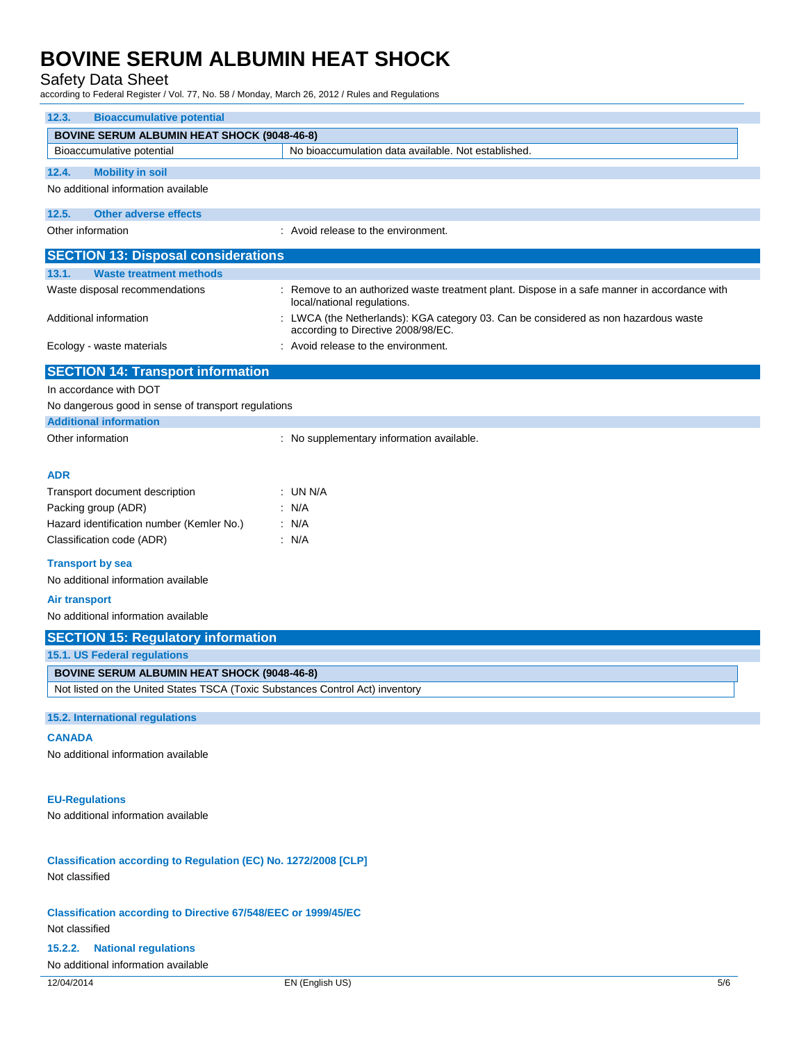### 12.3. Bioaccumulative potential

| BOVINE SERUM ALBUMIN HEAT SHOCK (9048-46-8) | |
|---|---|
| Bioaccumulative potential | No bioaccumulation data available. Not established. |

### 12.4. Mobility in soil

No additional information available

### 12.5. Other adverse effects

Other information : Avoid release to the environment.

## SECTION 13: Disposal considerations

### 13.1. Waste treatment methods

Waste disposal recommendations : Remove to an authorized waste treatment plant. Dispose in a safe manner in accordance with local/national regulations.

Additional information : LWCA (the Netherlands): KGA category 03. Can be considered as non hazardous waste according to Directive 2008/98/EC.

Ecology - waste materials : Avoid release to the environment.

## SECTION 14: Transport information

In accordance with DOT

No dangerous good in sense of transport regulations

### Additional information

Other information : No supplementary information available.

#### ADR

Transport document description : UN N/A

Packing group (ADR) : N/A

Hazard identification number (Kemler No.) : N/A

Classification code (ADR) : N/A

#### Transport by sea

No additional information available

#### Air transport

No additional information available

## SECTION 15: Regulatory information

### 15.1. US Federal regulations

| BOVINE SERUM ALBUMIN HEAT SHOCK (9048-46-8) |
|---|
| Not listed on the United States TSCA (Toxic Substances Control Act) inventory |

### 15.2. International regulations

#### CANADA

No additional information available

#### EU-Regulations

No additional information available

#### Classification according to Regulation (EC) No. 1272/2008 [CLP]

Not classified

#### Classification according to Directive 67/548/EEC or 1999/45/EC

Not classified

### 15.2.2. National regulations

No additional information available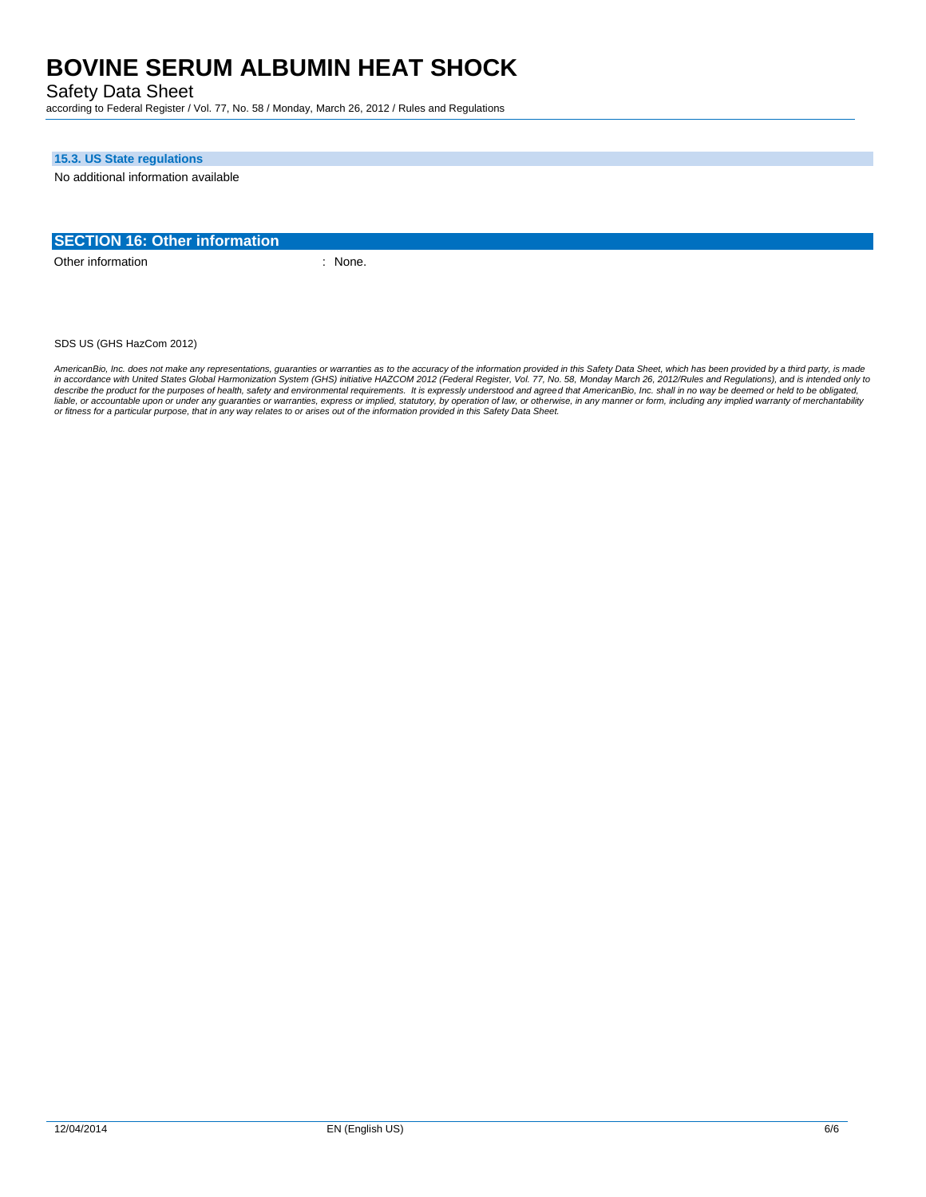### 15.3. US State regulations

No additional information available

## SECTION 16: Other information

Other information : None.

SDS US (GHS HazCom 2012)

*AmericanBio, Inc. does not make any representations, guaranties or warranties as to the accuracy of the information provided in this Safety Data Sheet, which has been provided by a third party, is made in accordance with United States Global Harmonization System (GHS) initiative HAZCOM 2012 (Federal Register, Vol. 77, No. 58, Monday March 26, 2012/Rules and Regulations), and is intended only to describe the product for the purposes of health, safety and environmental requirements. It is expressly understood and agreed that AmericanBio, Inc. shall in no way be deemed or held to be obligated, liable, or accountable upon or under any guaranties or warranties, express or implied, statutory, by operation of law, or otherwise, in any manner or form, including any implied warranty of merchantability or fitness for a particular purpose, that in any way relates to or arises out of the information provided in this Safety Data Sheet.*